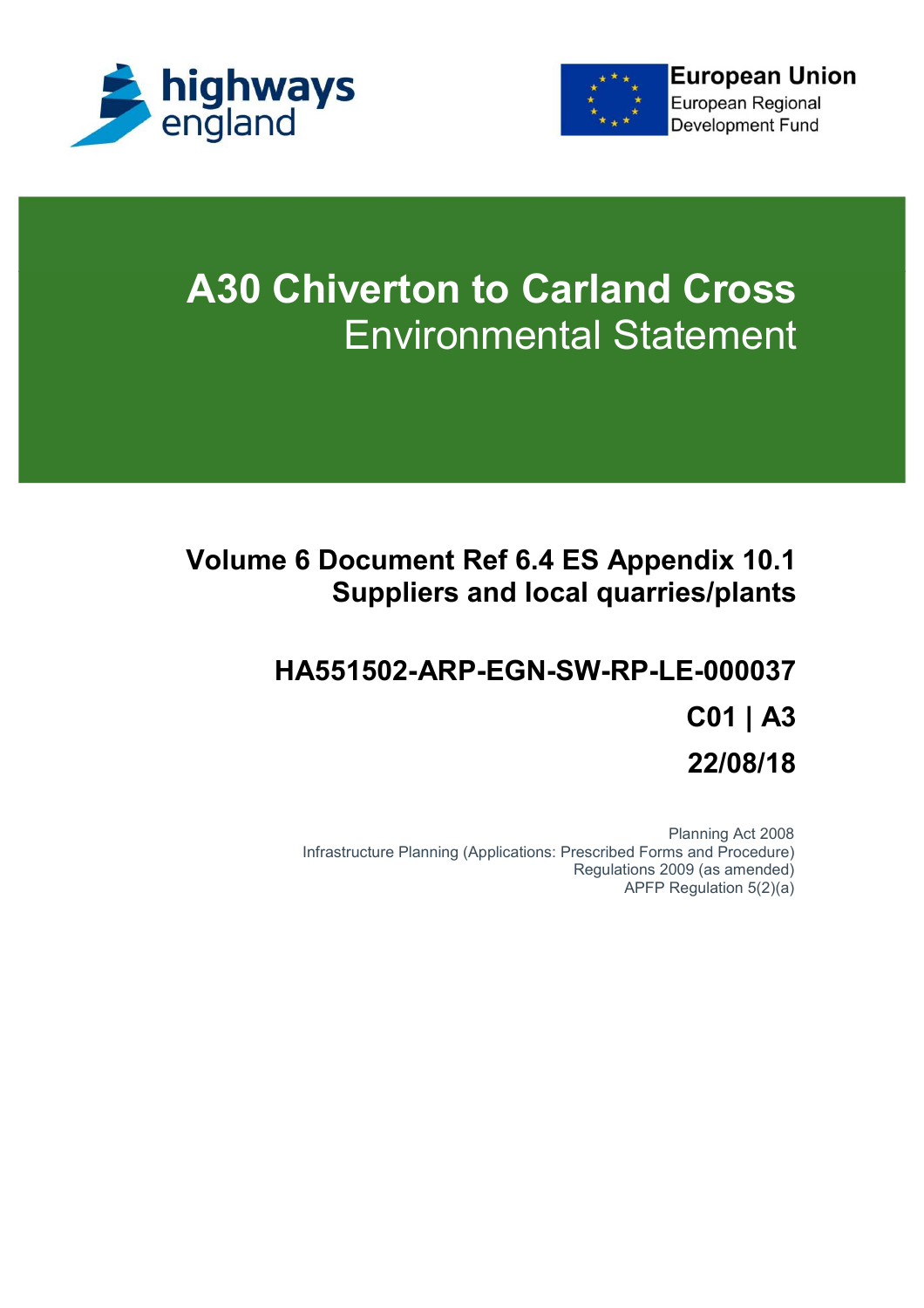highways england

European Union
European Regional Development Fund

# A30 Chiverton to Carland Cross
## Environmental Statement

### Volume 6 Document Ref 6.4 ES Appendix 10.1 Suppliers and local quarries/plants

### HA551502-ARP-EGN-SW-RP-LE-000037

### C01 | A3

### 22/08/18

Planning Act 2008
Infrastructure Planning (Applications: Prescribed Forms and Procedure) Regulations 2009 (as amended)
APFP Regulation 5(2)(a)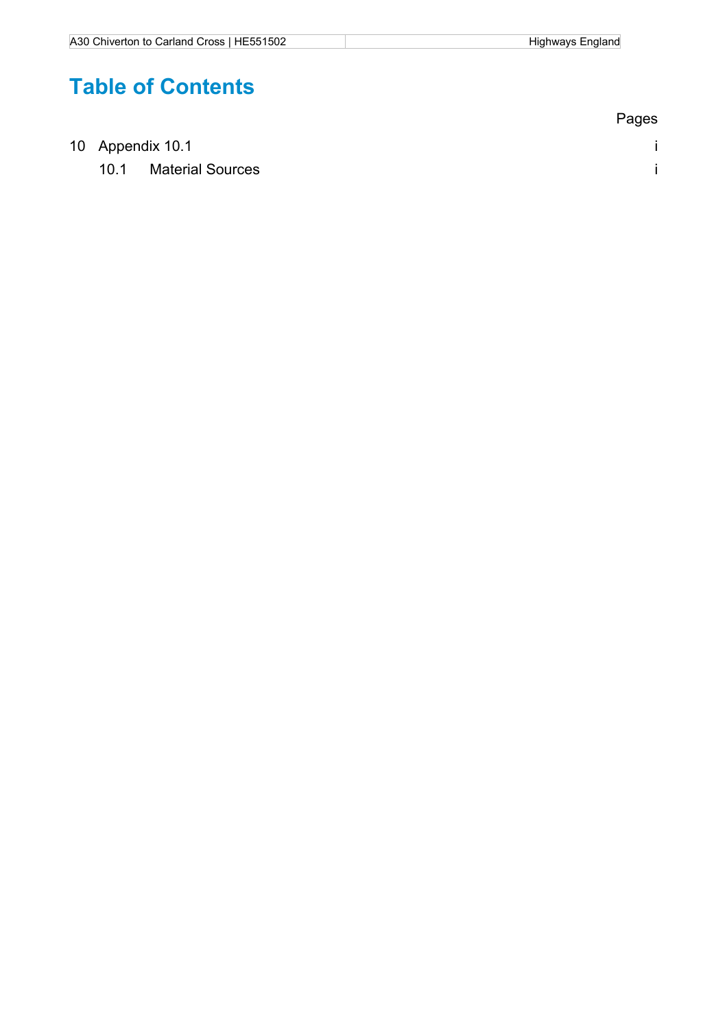# Table of Contents

| | Pages |
|---|---|
| 10 Appendix 10.1 | i |
| 10.1 Material Sources | i |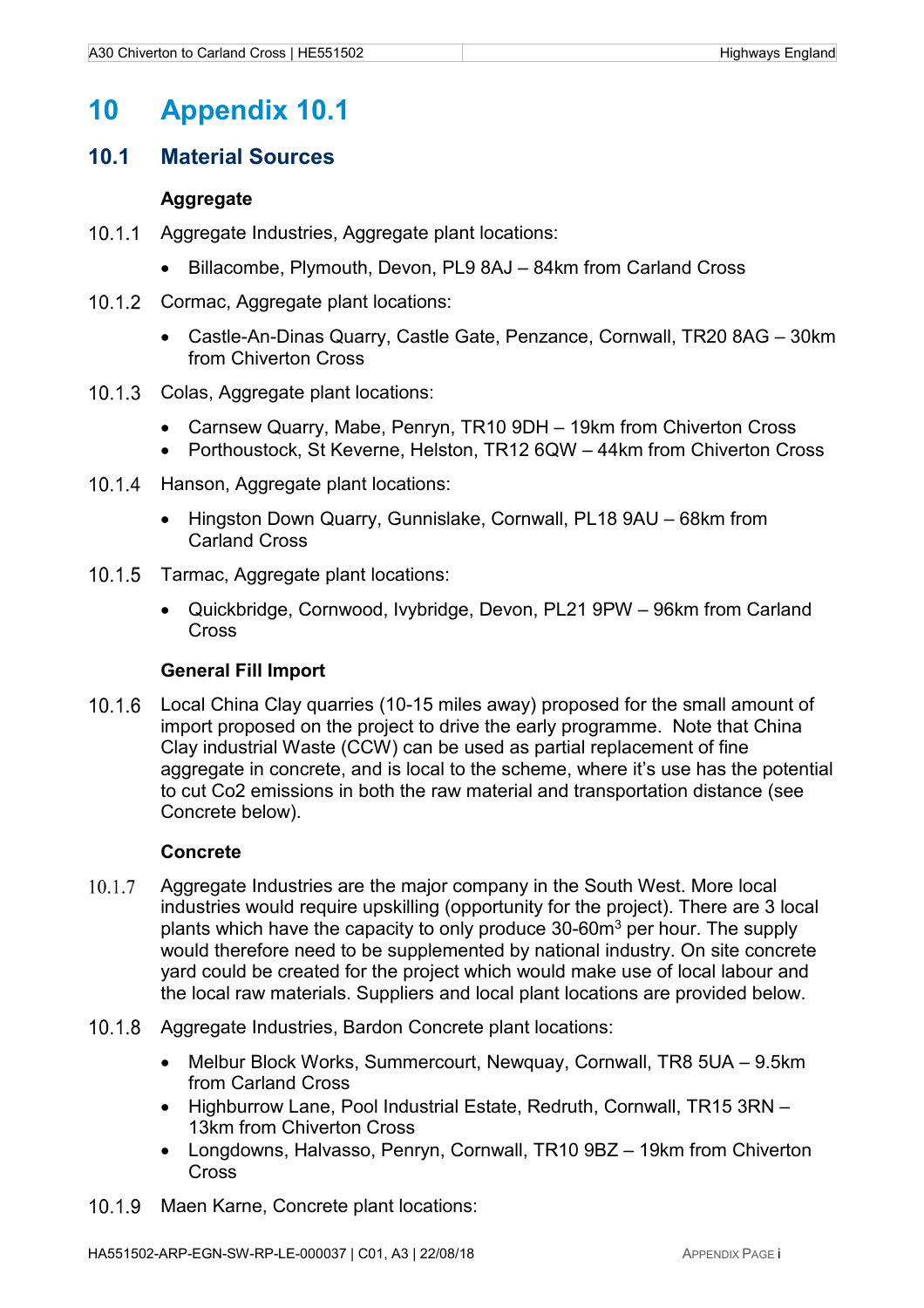# 10 Appendix 10.1

## 10.1 Material Sources

### Aggregate

10.1.1 Aggregate Industries, Aggregate plant locations:

- Billacombe, Plymouth, Devon, PL9 8AJ – 84km from Carland Cross

10.1.2 Cormac, Aggregate plant locations:

- Castle-An-Dinas Quarry, Castle Gate, Penzance, Cornwall, TR20 8AG – 30km from Chiverton Cross

10.1.3 Colas, Aggregate plant locations:

- Carnsew Quarry, Mabe, Penryn, TR10 9DH – 19km from Chiverton Cross
- Porthoustock, St Keverne, Helston, TR12 6QW – 44km from Chiverton Cross

10.1.4 Hanson, Aggregate plant locations:

- Hingston Down Quarry, Gunnislake, Cornwall, PL18 9AU – 68km from Carland Cross

10.1.5 Tarmac, Aggregate plant locations:

- Quickbridge, Cornwood, Ivybridge, Devon, PL21 9PW – 96km from Carland Cross

### General Fill Import

10.1.6 Local China Clay quarries (10-15 miles away) proposed for the small amount of import proposed on the project to drive the early programme. Note that China Clay industrial Waste (CCW) can be used as partial replacement of fine aggregate in concrete, and is local to the scheme, where it's use has the potential to cut Co2 emissions in both the raw material and transportation distance (see Concrete below).

### Concrete

10.1.7 Aggregate Industries are the major company in the South West. More local industries would require upskilling (opportunity for the project). There are 3 local plants which have the capacity to only produce 30-60m$^3$ per hour. The supply would therefore need to be supplemented by national industry. On site concrete yard could be created for the project which would make use of local labour and the local raw materials. Suppliers and local plant locations are provided below.

10.1.8 Aggregate Industries, Bardon Concrete plant locations:

- Melbur Block Works, Summercourt, Newquay, Cornwall, TR8 5UA – 9.5km from Carland Cross
- Highburrow Lane, Pool Industrial Estate, Redruth, Cornwall, TR15 3RN – 13km from Chiverton Cross
- Longdowns, Halvasso, Penryn, Cornwall, TR10 9BZ – 19km from Chiverton Cross

10.1.9 Maen Karne, Concrete plant locations: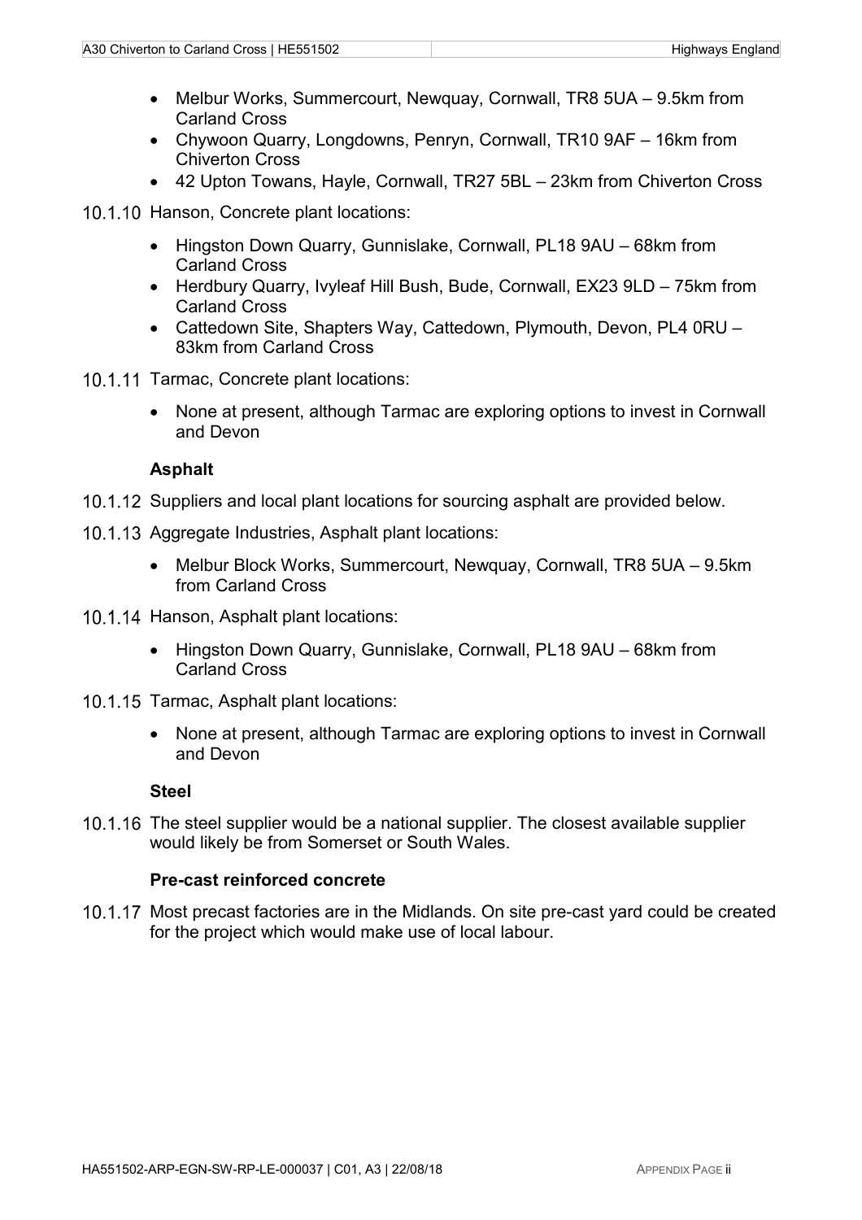- Melbur Works, Summercourt, Newquay, Cornwall, TR8 5UA – 9.5km from Carland Cross
- Chywoon Quarry, Longdowns, Penryn, Cornwall, TR10 9AF – 16km from Chiverton Cross
- 42 Upton Towans, Hayle, Cornwall, TR27 5BL – 23km from Chiverton Cross

10.1.10 Hanson, Concrete plant locations:

- Hingston Down Quarry, Gunnislake, Cornwall, PL18 9AU – 68km from Carland Cross
- Herdbury Quarry, Ivyleaf Hill Bush, Bude, Cornwall, EX23 9LD – 75km from Carland Cross
- Cattedown Site, Shapters Way, Cattedown, Plymouth, Devon, PL4 0RU – 83km from Carland Cross

10.1.11 Tarmac, Concrete plant locations:

- None at present, although Tarmac are exploring options to invest in Cornwall and Devon

**Asphalt**

10.1.12 Suppliers and local plant locations for sourcing asphalt are provided below.

10.1.13 Aggregate Industries, Asphalt plant locations:

- Melbur Block Works, Summercourt, Newquay, Cornwall, TR8 5UA – 9.5km from Carland Cross

10.1.14 Hanson, Asphalt plant locations:

- Hingston Down Quarry, Gunnislake, Cornwall, PL18 9AU – 68km from Carland Cross

10.1.15 Tarmac, Asphalt plant locations:

- None at present, although Tarmac are exploring options to invest in Cornwall and Devon

**Steel**

10.1.16 The steel supplier would be a national supplier. The closest available supplier would likely be from Somerset or South Wales.

**Pre-cast reinforced concrete**

10.1.17 Most precast factories are in the Midlands. On site pre-cast yard could be created for the project which would make use of local labour.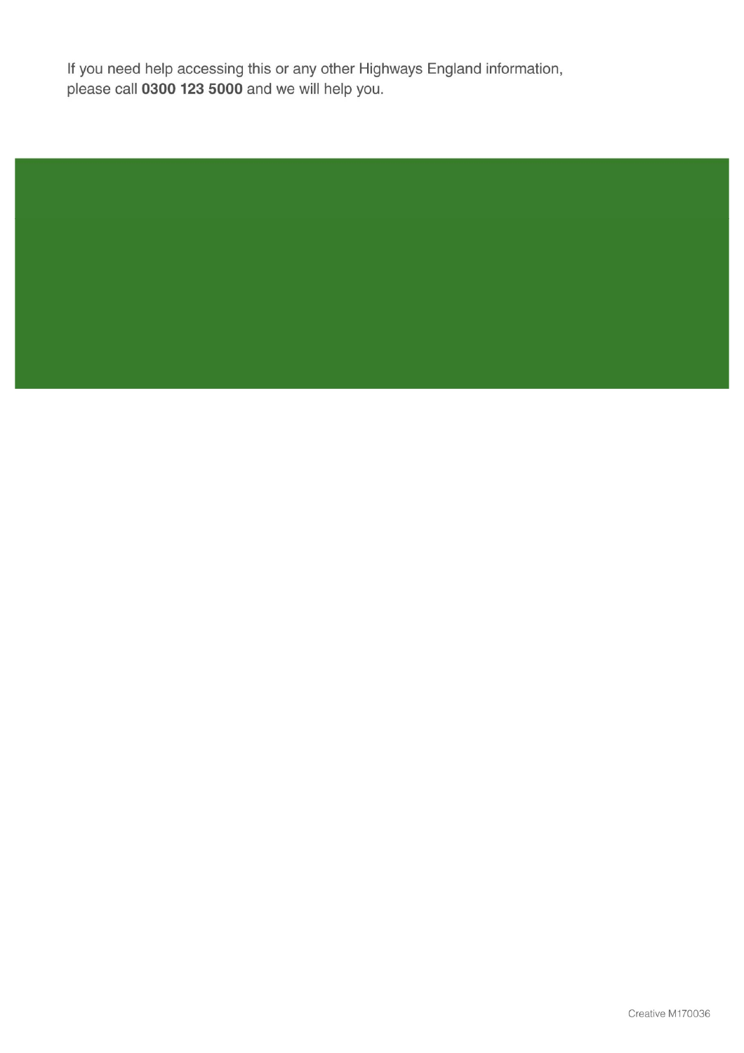If you need help accessing this or any other Highways England information, please call **0300 123 5000** and we will help you.

Creative M170036